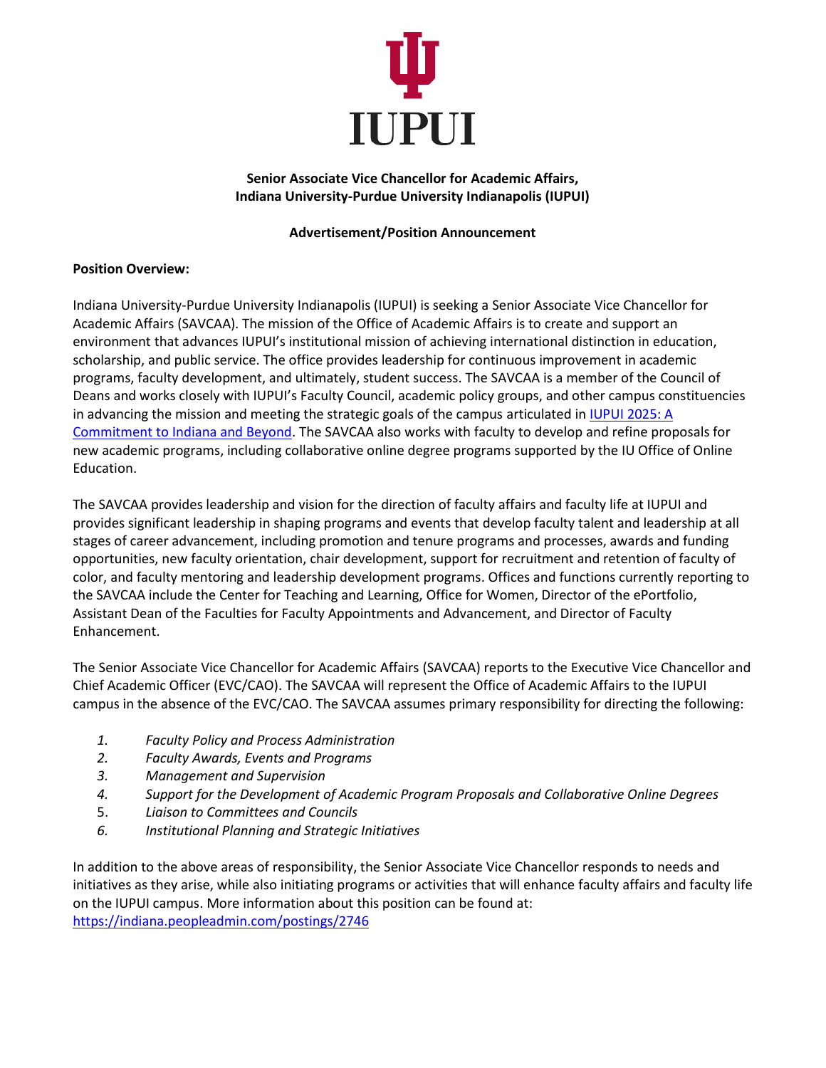IUPUI

**Senior Associate Vice Chancellor for Academic Affairs,**
**Indiana University-Purdue University Indianapolis (IUPUI)**

**Advertisement/Position Announcement**

**Position Overview:**

Indiana University-Purdue University Indianapolis (IUPUI) is seeking a Senior Associate Vice Chancellor for Academic Affairs (SAVCAA). The mission of the Office of Academic Affairs is to create and support an environment that advances IUPUI's institutional mission of achieving international distinction in education, scholarship, and public service. The office provides leadership for continuous improvement in academic programs, faculty development, and ultimately, student success. The SAVCAA is a member of the Council of Deans and works closely with IUPUI's Faculty Council, academic policy groups, and other campus constituencies in advancing the mission and meeting the strategic goals of the campus articulated in [IUPUI 2025: A Commitment to Indiana and Beyond](). The SAVCAA also works with faculty to develop and refine proposals for new academic programs, including collaborative online degree programs supported by the IU Office of Online Education.

The SAVCAA provides leadership and vision for the direction of faculty affairs and faculty life at IUPUI and provides significant leadership in shaping programs and events that develop faculty talent and leadership at all stages of career advancement, including promotion and tenure programs and processes, awards and funding opportunities, new faculty orientation, chair development, support for recruitment and retention of faculty of color, and faculty mentoring and leadership development programs. Offices and functions currently reporting to the SAVCAA include the Center for Teaching and Learning, Office for Women, Director of the ePortfolio, Assistant Dean of the Faculties for Faculty Appointments and Advancement, and Director of Faculty Enhancement.

The Senior Associate Vice Chancellor for Academic Affairs (SAVCAA) reports to the Executive Vice Chancellor and Chief Academic Officer (EVC/CAO). The SAVCAA will represent the Office of Academic Affairs to the IUPUI campus in the absence of the EVC/CAO. The SAVCAA assumes primary responsibility for directing the following:

1. *Faculty Policy and Process Administration*
2. *Faculty Awards, Events and Programs*
3. *Management and Supervision*
4. *Support for the Development of Academic Program Proposals and Collaborative Online Degrees*
5. *Liaison to Committees and Councils*
6. *Institutional Planning and Strategic Initiatives*

In addition to the above areas of responsibility, the Senior Associate Vice Chancellor responds to needs and initiatives as they arise, while also initiating programs or activities that will enhance faculty affairs and faculty life on the IUPUI campus. More information about this position can be found at: https://indiana.peopleadmin.com/postings/2746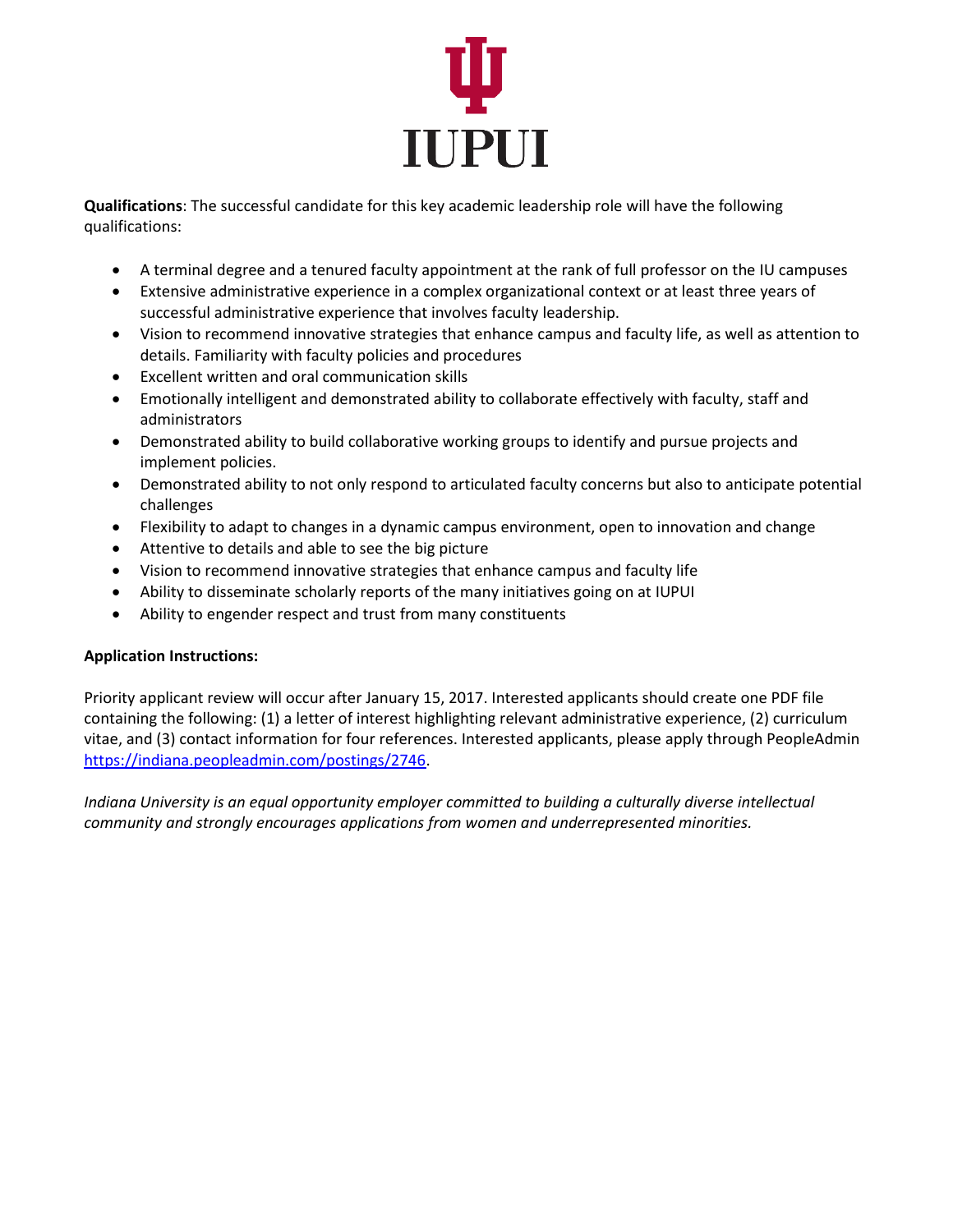IUPUI

**Qualifications**: The successful candidate for this key academic leadership role will have the following qualifications:

- A terminal degree and a tenured faculty appointment at the rank of full professor on the IU campuses
- Extensive administrative experience in a complex organizational context or at least three years of successful administrative experience that involves faculty leadership.
- Vision to recommend innovative strategies that enhance campus and faculty life, as well as attention to details. Familiarity with faculty policies and procedures
- Excellent written and oral communication skills
- Emotionally intelligent and demonstrated ability to collaborate effectively with faculty, staff and administrators
- Demonstrated ability to build collaborative working groups to identify and pursue projects and implement policies.
- Demonstrated ability to not only respond to articulated faculty concerns but also to anticipate potential challenges
- Flexibility to adapt to changes in a dynamic campus environment, open to innovation and change
- Attentive to details and able to see the big picture
- Vision to recommend innovative strategies that enhance campus and faculty life
- Ability to disseminate scholarly reports of the many initiatives going on at IUPUI
- Ability to engender respect and trust from many constituents

**Application Instructions:**

Priority applicant review will occur after January 15, 2017. Interested applicants should create one PDF file containing the following: (1) a letter of interest highlighting relevant administrative experience, (2) curriculum vitae, and (3) contact information for four references. Interested applicants, please apply through PeopleAdmin [https://indiana.peopleadmin.com/postings/2746](https://indiana.peopleadmin.com/postings/2746).

*Indiana University is an equal opportunity employer committed to building a culturally diverse intellectual community and strongly encourages applications from women and underrepresented minorities.*